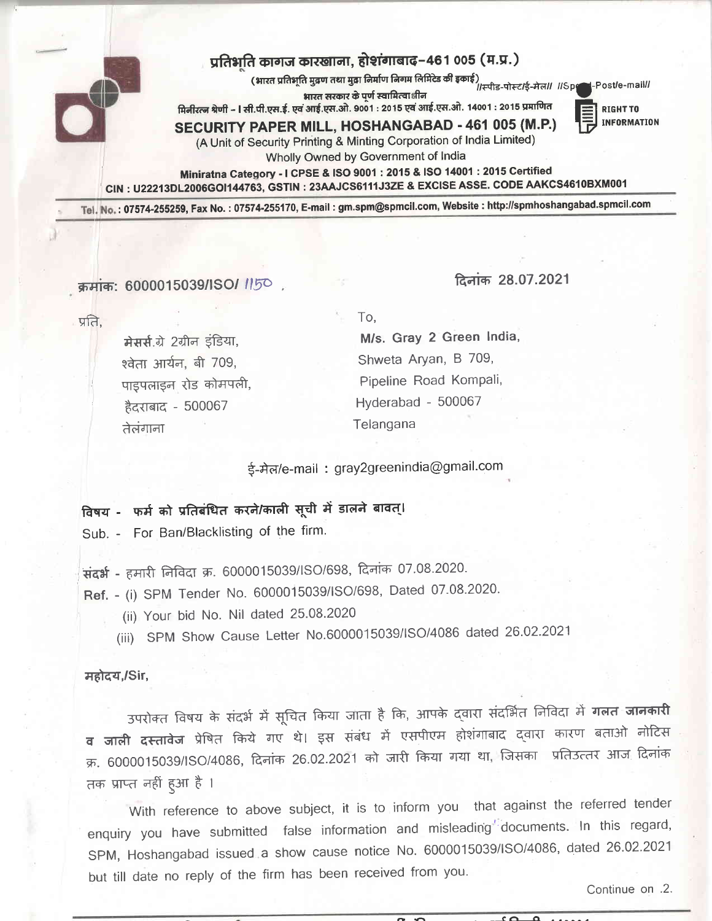# प्रतिभूति कागज कारखाना, होशंगाबाद-461 005 (म.प्र.)

(भारत प्रतिभूति मुद्रण तथा मुद्रा निर्माण निगम लिमिटेड की इकाई) //स्पीड-पोस्ट/ई-मेल// //Speed-Post/e-mail//

भारत सरकार के पूर्ण स्वामित्वाधीन

मिनीरत्न श्रेणी – I सी.पी.एस.ई. एवं आई.एस.ओ. 9001 : 2015 एवं आई.एस.ओ. 14001 : 2015 प्रमाणित

RIGHT TO INFORMATION

# SECURITY PAPER MILL, HOSHANGABAD - 461 005 (M.P.)

(A Unit of Security Printing & Minting Corporation of India Limited)

Wholly Owned by Government of India

Miniratna Category - I CPSE & ISO 9001 : 2015 & ISO 14001 : 2015 Certified

CIN : U22213DL2006GOI144763, GSTIN : 23AAJCS6111J3ZE & EXCISE ASSE. CODE AAKCS4610BXM001

Tel. No. : 07574-255259, Fax No. : 07574-255170, E-mail : gm.spm@spmcil.com, Website : http://spmhoshangabad.spmcil.com

---

क्रमांक: 6000015039/ISO/ 1150 .

दिनांक 28.07.2021

प्रति,

मेसर्स.ग्रे 2ग्रीन इंडिया,
श्वेता आर्यन, बी 709,
पाइपलाइन रोड कोमपली,
हैदराबाद - 500067
तेलंगाना

To,

M/s. Gray 2 Green India,
Shweta Aryan, B 709,
Pipeline Road Kompali,
Hyderabad - 500067
Telangana

ई-मेल/e-mail : gray2greenindia@gmail.com

**विषय - फर्म को प्रतिबंधित करने/काली सूची में डालने बावत्।**

Sub. - For Ban/Blacklisting of the firm.

संदर्भ - हमारी निविदा क्र. 6000015039/ISO/698, दिनांक 07.08.2020.

**Ref.** - (i) SPM Tender No. 6000015039/ISO/698, Dated 07.08.2020.

(ii) Your bid No. Nil dated 25.08.2020

(iii) SPM Show Cause Letter No.6000015039/ISO/4086 dated 26.02.2021

**महोदय,/Sir,**

उपरोक्त विषय के संदर्भ में सूचित किया जाता है कि, आपके द्वारा संदर्भित निविदा में **गलत जानकारी व जाली दस्तावेज** प्रेषित किये गए थे। इस संबंध में एसपीएम होशंगाबाद द्वारा कारण बताओ नोटिस क्र. 6000015039/ISO/4086, दिनांक 26.02.2021 को जारी किया गया था, जिसका प्रतिउत्तर आज दिनांक तक प्राप्त नहीं हुआ है ।

With reference to above subject, it is to inform you that against the referred tender enquiry you have submitted false information and misleading documents. In this regard, SPM, Hoshangabad issued a show cause notice No. 6000015039/ISO/4086, dated 26.02.2021 but till date no reply of the firm has been received from you.

Continue on .2.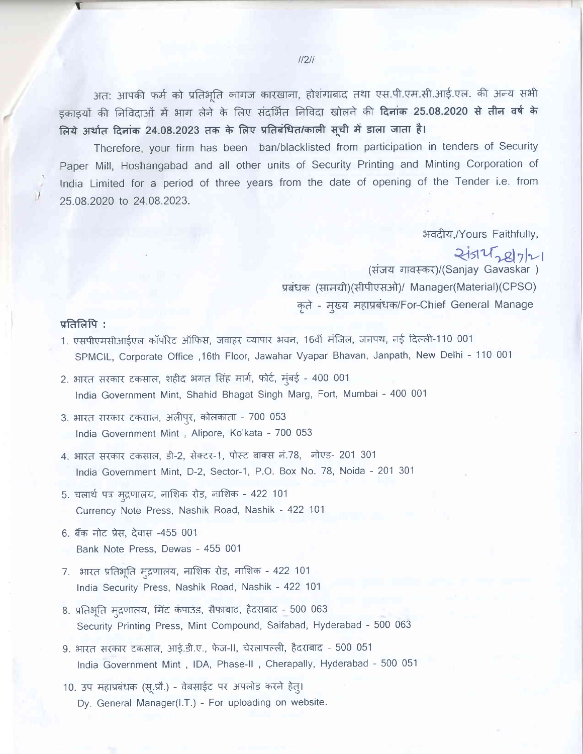अत: आपकी फर्म को प्रतिभूति कागज कारखाना, होशंगाबाद तथा एस.पी.एम.सी.आई.एल. की अन्य सभी इकाइयों की निविदाओं में भाग लेने के लिए संदर्भित निविदा खोलने की **दिनांक 25.08.2020 से तीन वर्ष के लिये अर्थात दिनांक 24.08.2023 तक के लिए प्रतिबंधित/काली सूची में डाला जाता है।**

Therefore, your firm has been ban/blacklisted from participation in tenders of Security Paper Mill, Hoshangabad and all other units of Security Printing and Minting Corporation of India Limited for a period of three years from the date of opening of the Tender i.e. from 25.08.2020 to 24.08.2023.

भवदीय,/Yours Faithfully,

संजय 28/7/21

(संजय गावस्कर)/(Sanjay Gavaskar )
प्रबंधक (सामग्री)(सीपीएसओ)/ Manager(Material)(CPSO)
कृते - मुख्य महाप्रबंधक/For-Chief General Manage

**प्रतिलिपि :**

1. एसपीएमसीआईएल कॉर्पोरेट ऑफिस, जवाहर व्यापार भवन, 16वीं मंजिल, जनपथ, नई दिल्ली-110 001
   SPMCIL, Corporate Office ,16th Floor, Jawahar Vyapar Bhavan, Janpath, New Delhi - 110 001
2. भारत सरकार टकसाल, शहीद भगत सिंह मार्ग, फोर्ट, मुंबई - 400 001
   India Government Mint, Shahid Bhagat Singh Marg, Fort, Mumbai - 400 001
3. भारत सरकार टकसाल, अलीपुर, कोलकाता - 700 053
   India Government Mint , Alipore, Kolkata - 700 053
4. भारत सरकार टकसाल, डी-2, सेक्टर-1, पोस्ट बाक्स नं.78, नोएड- 201 301
   India Government Mint, D-2, Sector-1, P.O. Box No. 78, Noida - 201 301
5. चलार्थ पत्र मुद्रणालय, नाशिक रोड, नाशिक - 422 101
   Currency Note Press, Nashik Road, Nashik - 422 101
6. बैंक नोट प्रेस, देवास -455 001
   Bank Note Press, Dewas - 455 001
7. भारत प्रतिभूति मुद्रणालय, नाशिक रोड, नाशिक - 422 101
   India Security Press, Nashik Road, Nashik - 422 101
8. प्रतिभूति मुद्रणालय, मिंट कंपाउंड, सैफाबाद, हैदराबाद - 500 063
   Security Printing Press, Mint Compound, Saifabad, Hyderabad - 500 063
9. भारत सरकार टकसाल, आई.डी.ए., फेज-II, चेरलापल्ली, हैदराबाद - 500 051
   India Government Mint , IDA, Phase-II , Cherapally, Hyderabad - 500 051
10. उप महाप्रबंधक (सू.प्रौ.) - वेबसाईट पर अपलोड करने हेतु।
    Dy. General Manager(I.T.) - For uploading on website.